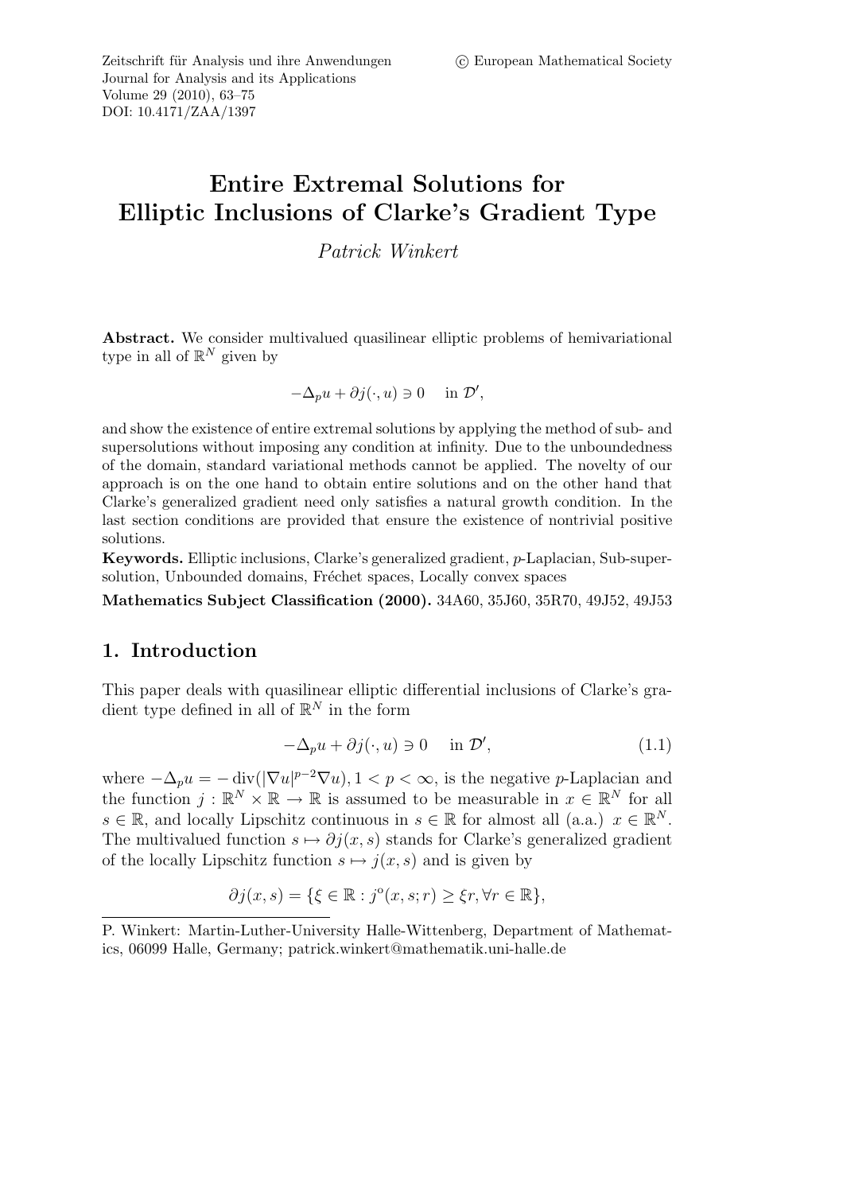# Entire Extremal Solutions for Elliptic Inclusions of Clarke's Gradient Type

*Patrick Winkert*

**Abstract.** We consider multivalued quasilinear elliptic problems of hemivariational type in all of $\mathbb{R}^N$ given by

$$-\Delta_p u + \partial j(\cdot, u) \ni 0 \quad \text{in } \mathcal{D}',$$

and show the existence of entire extremal solutions by applying the method of sub- and supersolutions without imposing any condition at infinity. Due to the unboundedness of the domain, standard variational methods cannot be applied. The novelty of our approach is on the one hand to obtain entire solutions and on the other hand that Clarke's generalized gradient need only satisfies a natural growth condition. In the last section conditions are provided that ensure the existence of nontrivial positive solutions.

**Keywords.** Elliptic inclusions, Clarke's generalized gradient, $p$-Laplacian, Sub-supersolution, Unbounded domains, Fréchet spaces, Locally convex spaces

**Mathematics Subject Classification (2000).** 34A60, 35J60, 35R70, 49J52, 49J53

## 1. Introduction

This paper deals with quasilinear elliptic differential inclusions of Clarke's gradient type defined in all of $\mathbb{R}^N$ in the form

$$-\Delta_p u + \partial j(\cdot, u) \ni 0 \quad \text{in } \mathcal{D}', \tag{1.1}$$

where $-\Delta_p u = -\operatorname{div}(|\nabla u|^{p-2}\nabla u)$, $1 < p < \infty$, is the negative $p$-Laplacian and the function $j : \mathbb{R}^N \times \mathbb{R} \to \mathbb{R}$ is assumed to be measurable in $x \in \mathbb{R}^N$ for all $s \in \mathbb{R}$, and locally Lipschitz continuous in $s \in \mathbb{R}$ for almost all (a.a.) $x \in \mathbb{R}^N$. The multivalued function $s \mapsto \partial j(x, s)$ stands for Clarke's generalized gradient of the locally Lipschitz function $s \mapsto j(x, s)$ and is given by

$$\partial j(x, s) = \{\xi \in \mathbb{R} : j^{\mathrm{o}}(x, s; r) \geq \xi r, \forall r \in \mathbb{R}\},$$

P. Winkert: Martin-Luther-University Halle-Wittenberg, Department of Mathematics, 06099 Halle, Germany; patrick.winkert@mathematik.uni-halle.de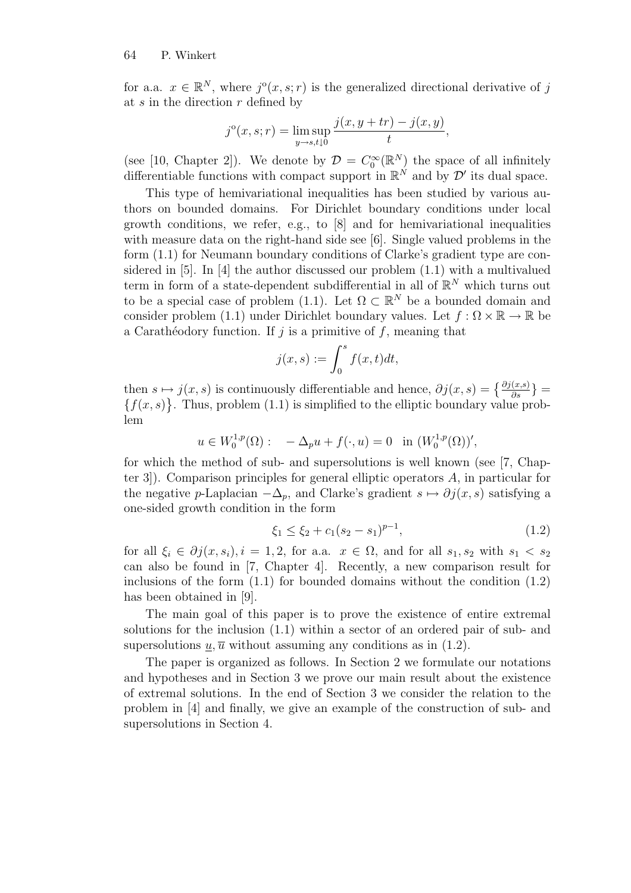for a.a. $x \in \mathbb{R}^N$, where $j^{\text{o}}(x,s;r)$ is the generalized directional derivative of $j$ at $s$ in the direction $r$ defined by

$$j^{\text{o}}(x,s;r) = \limsup_{y \to s, t \downarrow 0} \frac{j(x,y+tr) - j(x,y)}{t},$$

(see [10, Chapter 2]). We denote by $\mathcal{D} = C_0^\infty(\mathbb{R}^N)$ the space of all infinitely differentiable functions with compact support in $\mathbb{R}^N$ and by $\mathcal{D}'$ its dual space.

This type of hemivariational inequalities has been studied by various authors on bounded domains. For Dirichlet boundary conditions under local growth conditions, we refer, e.g., to [8] and for hemivariational inequalities with measure data on the right-hand side see [6]. Single valued problems in the form (1.1) for Neumann boundary conditions of Clarke's gradient type are considered in [5]. In [4] the author discussed our problem (1.1) with a multivalued term in form of a state-dependent subdifferential in all of $\mathbb{R}^N$ which turns out to be a special case of problem (1.1). Let $\Omega \subset \mathbb{R}^N$ be a bounded domain and consider problem (1.1) under Dirichlet boundary values. Let $f : \Omega \times \mathbb{R} \to \mathbb{R}$ be a Carathéodory function. If $j$ is a primitive of $f$, meaning that

$$j(x,s) := \int_0^s f(x,t)dt,$$

then $s \mapsto j(x,s)$ is continuously differentiable and hence, $\partial j(x,s) = \left\{\frac{\partial j(x,s)}{\partial s}\right\} = \left\{f(x,s)\right\}$. Thus, problem (1.1) is simplified to the elliptic boundary value problem

$$u \in W_0^{1,p}(\Omega) : \quad -\Delta_p u + f(\cdot, u) = 0 \quad \text{in } (W_0^{1,p}(\Omega))',$$

for which the method of sub- and supersolutions is well known (see [7, Chapter 3]). Comparison principles for general elliptic operators $A$, in particular for the negative $p$-Laplacian $-\Delta_p$, and Clarke's gradient $s \mapsto \partial j(x,s)$ satisfying a one-sided growth condition in the form

$$\xi_1 \leq \xi_2 + c_1(s_2 - s_1)^{p-1}, \tag{1.2}$$

for all $\xi_i \in \partial j(x, s_i), i = 1,2$, for a.a. $x \in \Omega$, and for all $s_1, s_2$ with $s_1 < s_2$ can also be found in [7, Chapter 4]. Recently, a new comparison result for inclusions of the form (1.1) for bounded domains without the condition (1.2) has been obtained in [9].

The main goal of this paper is to prove the existence of entire extremal solutions for the inclusion (1.1) within a sector of an ordered pair of sub- and supersolutions $\underline{u}, \overline{u}$ without assuming any conditions as in (1.2).

The paper is organized as follows. In Section 2 we formulate our notations and hypotheses and in Section 3 we prove our main result about the existence of extremal solutions. In the end of Section 3 we consider the relation to the problem in [4] and finally, we give an example of the construction of sub- and supersolutions in Section 4.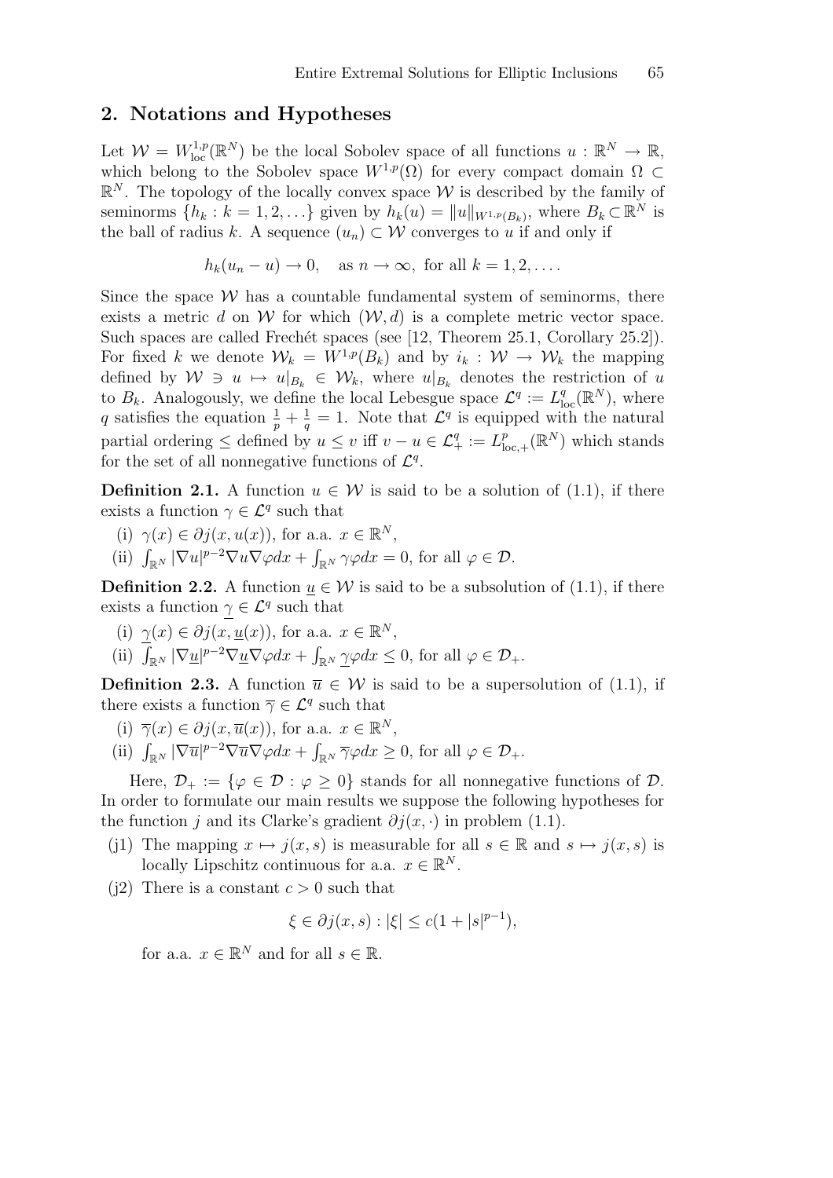## 2. Notations and Hypotheses

Let $\mathcal{W} = W^{1,p}_{\text{loc}}(\mathbb{R}^N)$ be the local Sobolev space of all functions $u : \mathbb{R}^N \to \mathbb{R}$, which belong to the Sobolev space $W^{1,p}(\Omega)$ for every compact domain $\Omega \subset \mathbb{R}^N$. The topology of the locally convex space $\mathcal{W}$ is described by the family of seminorms $\{h_k : k = 1, 2, \ldots\}$ given by $h_k(u) = \|u\|_{W^{1,p}(B_k)}$, where $B_k \subset \mathbb{R}^N$ is the ball of radius $k$. A sequence $(u_n) \subset \mathcal{W}$ converges to $u$ if and only if

$$h_k(u_n - u) \to 0, \quad \text{as } n \to \infty, \text{ for all } k = 1, 2, \ldots.$$

Since the space $\mathcal{W}$ has a countable fundamental system of seminorms, there exists a metric $d$ on $\mathcal{W}$ for which $(\mathcal{W}, d)$ is a complete metric vector space. Such spaces are called Fréchet spaces (see [12, Theorem 25.1, Corollary 25.2]). For fixed $k$ we denote $\mathcal{W}_k = W^{1,p}(B_k)$ and by $i_k : \mathcal{W} \to \mathcal{W}_k$ the mapping defined by $\mathcal{W} \ni u \mapsto u|_{B_k} \in \mathcal{W}_k$, where $u|_{B_k}$ denotes the restriction of $u$ to $B_k$. Analogously, we define the local Lebesgue space $\mathcal{L}^q := L^q_{\text{loc}}(\mathbb{R}^N)$, where $q$ satisfies the equation $\frac{1}{p} + \frac{1}{q} = 1$. Note that $\mathcal{L}^q$ is equipped with the natural partial ordering $\leq$ defined by $u \leq v$ iff $v - u \in \mathcal{L}^q_+ := L^p_{\text{loc},+}(\mathbb{R}^N)$ which stands for the set of all nonnegative functions of $\mathcal{L}^q$.

**Definition 2.1.** A function $u \in \mathcal{W}$ is said to be a solution of (1.1), if there exists a function $\gamma \in \mathcal{L}^q$ such that

(i) $\gamma(x) \in \partial j(x, u(x))$, for a.a. $x \in \mathbb{R}^N$,

(ii) $\int_{\mathbb{R}^N} |\nabla u|^{p-2} \nabla u \nabla \varphi dx + \int_{\mathbb{R}^N} \gamma \varphi dx = 0$, for all $\varphi \in \mathcal{D}$.

**Definition 2.2.** A function $\underline{u} \in \mathcal{W}$ is said to be a subsolution of (1.1), if there exists a function $\underline{\gamma} \in \mathcal{L}^q$ such that

(i) $\underline{\gamma}(x) \in \partial j(x, \underline{u}(x))$, for a.a. $x \in \mathbb{R}^N$,

(ii) $\int_{\mathbb{R}^N} |\nabla \underline{u}|^{p-2} \nabla \underline{u} \nabla \varphi dx + \int_{\mathbb{R}^N} \underline{\gamma} \varphi dx \leq 0$, for all $\varphi \in \mathcal{D}_+$.

**Definition 2.3.** A function $\overline{u} \in \mathcal{W}$ is said to be a supersolution of (1.1), if there exists a function $\overline{\gamma} \in \mathcal{L}^q$ such that

(i) $\overline{\gamma}(x) \in \partial j(x, \overline{u}(x))$, for a.a. $x \in \mathbb{R}^N$,

(ii) $\int_{\mathbb{R}^N} |\nabla \overline{u}|^{p-2} \nabla \overline{u} \nabla \varphi dx + \int_{\mathbb{R}^N} \overline{\gamma} \varphi dx \geq 0$, for all $\varphi \in \mathcal{D}_+$.

Here, $\mathcal{D}_+ := \{\varphi \in \mathcal{D} : \varphi \geq 0\}$ stands for all nonnegative functions of $\mathcal{D}$. In order to formulate our main results we suppose the following hypotheses for the function $j$ and its Clarke's gradient $\partial j(x, \cdot)$ in problem (1.1).

(j1) The mapping $x \mapsto j(x, s)$ is measurable for all $s \in \mathbb{R}$ and $s \mapsto j(x, s)$ is locally Lipschitz continuous for a.a. $x \in \mathbb{R}^N$.

(j2) There is a constant $c > 0$ such that

$$\xi \in \partial j(x, s) : |\xi| \leq c(1 + |s|^{p-1}),$$

for a.a. $x \in \mathbb{R}^N$ and for all $s \in \mathbb{R}$.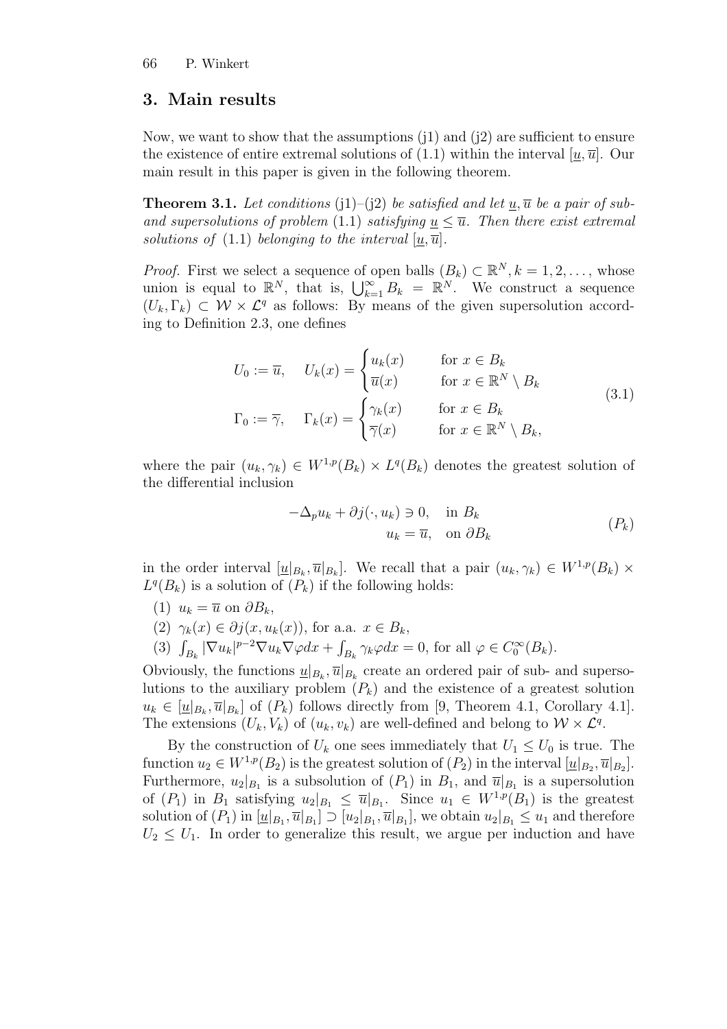## 3. Main results

Now, we want to show that the assumptions (j1) and (j2) are sufficient to ensure the existence of entire extremal solutions of (1.1) within the interval $[\underline{u}, \overline{u}]$. Our main result in this paper is given in the following theorem.

**Theorem 3.1.** *Let conditions* (j1)–(j2) *be satisfied and let* $\underline{u}, \overline{u}$ *be a pair of sub- and supersolutions of problem* (1.1) *satisfying* $\underline{u} \leq \overline{u}$. *Then there exist extremal solutions of* (1.1) *belonging to the interval* $[\underline{u}, \overline{u}]$.

*Proof.* First we select a sequence of open balls $(B_k) \subset \mathbb{R}^N, k = 1, 2, \ldots,$ whose union is equal to $\mathbb{R}^N$, that is, $\bigcup_{k=1}^{\infty} B_k = \mathbb{R}^N$. We construct a sequence $(U_k, \Gamma_k) \subset \mathcal{W} \times \mathcal{L}^q$ as follows: By means of the given supersolution according to Definition 2.3, one defines

$$
\begin{aligned}
U_0 &:= \overline{u}, \quad U_k(x) = \begin{cases} u_k(x) & \text{for } x \in B_k \\ \overline{u}(x) & \text{for } x \in \mathbb{R}^N \setminus B_k \end{cases} \\
\Gamma_0 &:= \overline{\gamma}, \quad \Gamma_k(x) = \begin{cases} \gamma_k(x) & \text{for } x \in B_k \\ \overline{\gamma}(x) & \text{for } x \in \mathbb{R}^N \setminus B_k, \end{cases}
\end{aligned} \tag{3.1}
$$

where the pair $(u_k, \gamma_k) \in W^{1,p}(B_k) \times L^q(B_k)$ denotes the greatest solution of the differential inclusion

$$
\begin{aligned}
-\Delta_p u_k + \partial j(\cdot, u_k) &\ni 0, \quad \text{in } B_k \\
u_k &= \overline{u}, \quad \text{on } \partial B_k
\end{aligned} \tag{$P_k$}
$$

in the order interval $[\underline{u}|_{B_k}, \overline{u}|_{B_k}]$. We recall that a pair $(u_k, \gamma_k) \in W^{1,p}(B_k) \times L^q(B_k)$ is a solution of $(P_k)$ if the following holds:

(1) $u_k = \overline{u}$ on $\partial B_k$,

(2) $\gamma_k(x) \in \partial j(x, u_k(x))$, for a.a. $x \in B_k$,

(3) $\int_{B_k} |\nabla u_k|^{p-2} \nabla u_k \nabla \varphi dx + \int_{B_k} \gamma_k \varphi dx = 0$, for all $\varphi \in C_0^{\infty}(B_k)$.

Obviously, the functions $\underline{u}|_{B_k}, \overline{u}|_{B_k}$ create an ordered pair of sub- and supersolutions to the auxiliary problem $(P_k)$ and the existence of a greatest solution $u_k \in [\underline{u}|_{B_k}, \overline{u}|_{B_k}]$ of $(P_k)$ follows directly from [9, Theorem 4.1, Corollary 4.1]. The extensions $(U_k, V_k)$ of $(u_k, v_k)$ are well-defined and belong to $\mathcal{W} \times \mathcal{L}^q$.

By the construction of $U_k$ one sees immediately that $U_1 \leq U_0$ is true. The function $u_2 \in W^{1,p}(B_2)$ is the greatest solution of $(P_2)$ in the interval $[\underline{u}|_{B_2}, \overline{u}|_{B_2}]$. Furthermore, $u_2|_{B_1}$ is a subsolution of $(P_1)$ in $B_1$, and $\overline{u}|_{B_1}$ is a supersolution of $(P_1)$ in $B_1$ satisfying $u_2|_{B_1} \leq \overline{u}|_{B_1}$. Since $u_1 \in W^{1,p}(B_1)$ is the greatest solution of $(P_1)$ in $[\underline{u}|_{B_1}, \overline{u}|_{B_1}] \supset [u_2|_{B_1}, \overline{u}|_{B_1}]$, we obtain $u_2|_{B_1} \leq u_1$ and therefore $U_2 \leq U_1$. In order to generalize this result, we argue per induction and have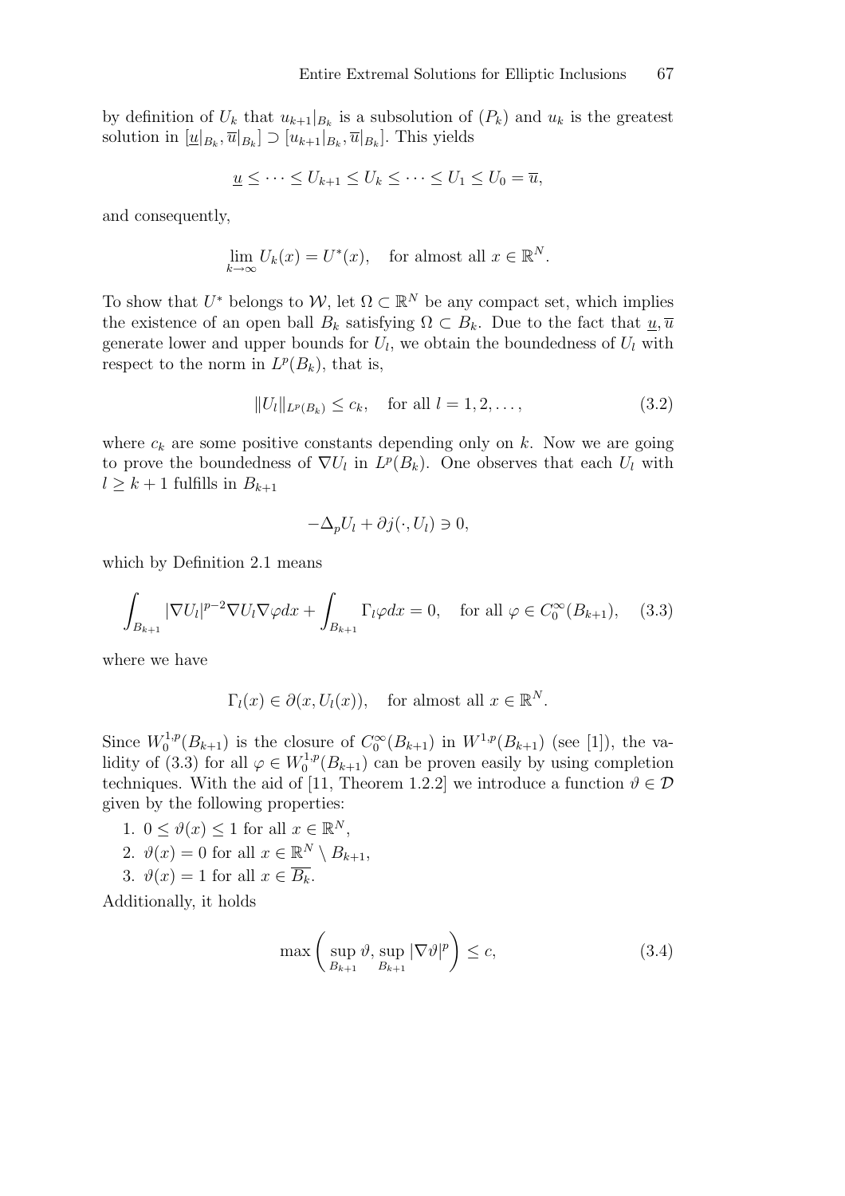by definition of $U_k$ that $u_{k+1}|_{B_k}$ is a subsolution of $(P_k)$ and $u_k$ is the greatest solution in $[\underline{u}|_{B_k}, \overline{u}|_{B_k}] \supset [u_{k+1}|_{B_k}, \overline{u}|_{B_k}]$. This yields

$$\underline{u} \leq \cdots \leq U_{k+1} \leq U_k \leq \cdots \leq U_1 \leq U_0 = \overline{u},$$

and consequently,

$$\lim_{k\to\infty} U_k(x) = U^*(x), \quad \text{for almost all } x \in \mathbb{R}^N.$$

To show that $U^*$ belongs to $\mathcal{W}$, let $\Omega \subset \mathbb{R}^N$ be any compact set, which implies the existence of an open ball $B_k$ satisfying $\Omega \subset B_k$. Due to the fact that $\underline{u}, \overline{u}$ generate lower and upper bounds for $U_l$, we obtain the boundedness of $U_l$ with respect to the norm in $L^p(B_k)$, that is,

$$\|U_l\|_{L^p(B_k)} \leq c_k, \quad \text{for all } l = 1, 2, \ldots, \tag{3.2}$$

where $c_k$ are some positive constants depending only on $k$. Now we are going to prove the boundedness of $\nabla U_l$ in $L^p(B_k)$. One observes that each $U_l$ with $l \geq k+1$ fulfills in $B_{k+1}$

$$-\Delta_p U_l + \partial j(\cdot, U_l) \ni 0,$$

which by Definition 2.1 means

$$\int_{B_{k+1}} |\nabla U_l|^{p-2} \nabla U_l \nabla \varphi dx + \int_{B_{k+1}} \Gamma_l \varphi dx = 0, \quad \text{for all } \varphi \in C_0^\infty(B_{k+1}), \tag{3.3}$$

where we have

$$\Gamma_l(x) \in \partial(x, U_l(x)), \quad \text{for almost all } x \in \mathbb{R}^N.$$

Since $W_0^{1,p}(B_{k+1})$ is the closure of $C_0^\infty(B_{k+1})$ in $W^{1,p}(B_{k+1})$ (see [1]), the validity of (3.3) for all $\varphi \in W_0^{1,p}(B_{k+1})$ can be proven easily by using completion techniques. With the aid of [11, Theorem 1.2.2] we introduce a function $\vartheta \in \mathcal{D}$ given by the following properties:

1. $0 \leq \vartheta(x) \leq 1$ for all $x \in \mathbb{R}^N$,
2. $\vartheta(x) = 0$ for all $x \in \mathbb{R}^N \setminus B_{k+1}$,
3. $\vartheta(x) = 1$ for all $x \in \overline{B_k}$.

Additionally, it holds

$$\max\left(\sup_{B_{k+1}} \vartheta, \sup_{B_{k+1}} |\nabla \vartheta|^p\right) \leq c, \tag{3.4}$$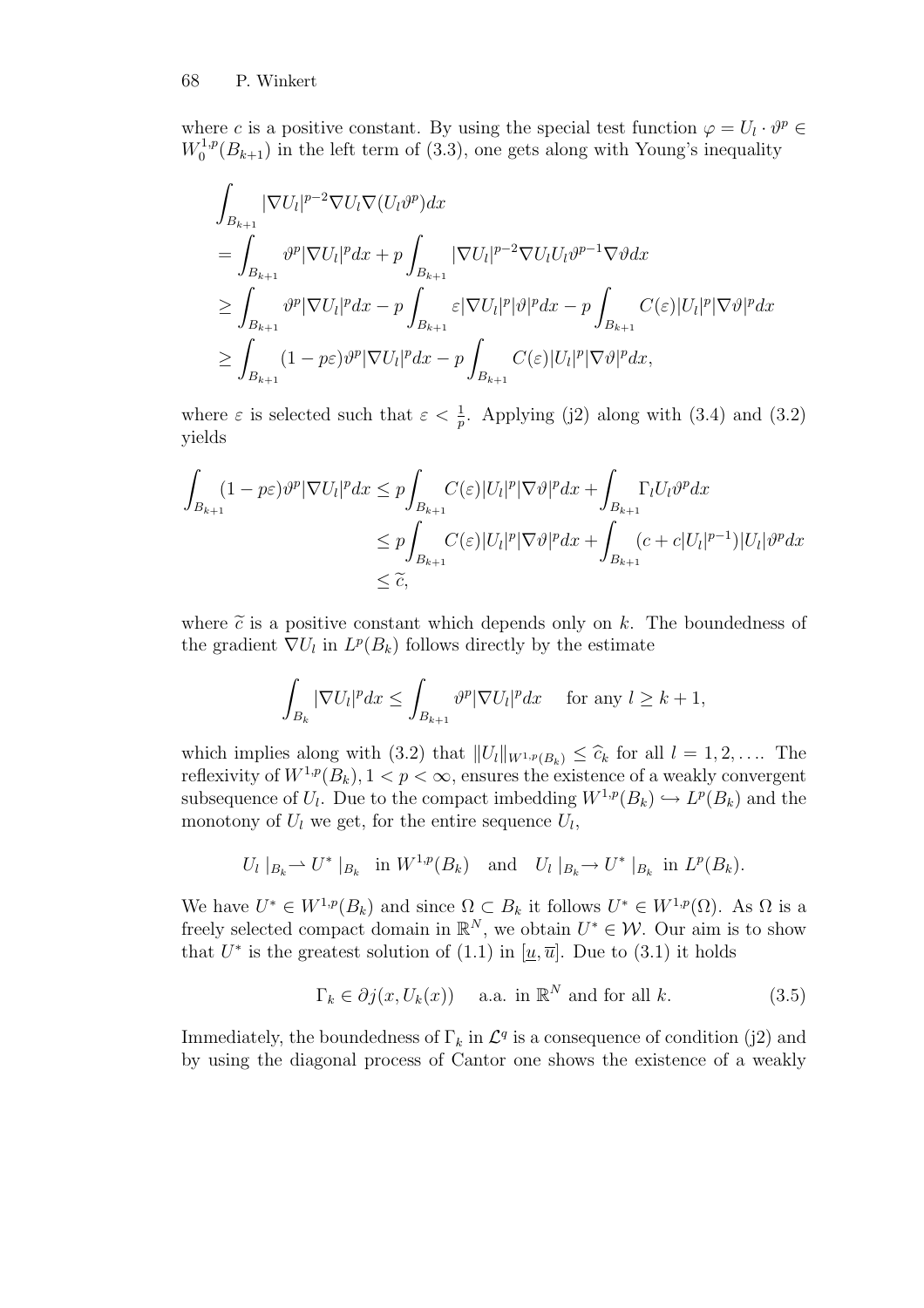where $c$ is a positive constant. By using the special test function $\varphi = U_l \cdot \vartheta^p \in W_0^{1,p}(B_{k+1})$ in the left term of (3.3), one gets along with Young's inequality

$$
\begin{aligned}
&\int_{B_{k+1}} |\nabla U_l|^{p-2}\nabla U_l \nabla(U_l\vartheta^p)dx \\
&= \int_{B_{k+1}} \vartheta^p |\nabla U_l|^p dx + p\int_{B_{k+1}} |\nabla U_l|^{p-2}\nabla U_l U_l \vartheta^{p-1}\nabla\vartheta dx \\
&\geq \int_{B_{k+1}} \vartheta^p |\nabla U_l|^p dx - p\int_{B_{k+1}} \varepsilon |\nabla U_l|^p |\vartheta|^p dx - p\int_{B_{k+1}} C(\varepsilon)|U_l|^p|\nabla\vartheta|^p dx \\
&\geq \int_{B_{k+1}} (1-p\varepsilon)\vartheta^p |\nabla U_l|^p dx - p\int_{B_{k+1}} C(\varepsilon)|U_l|^p|\nabla\vartheta|^p dx,
\end{aligned}
$$

where $\varepsilon$ is selected such that $\varepsilon < \frac{1}{p}$. Applying (j2) along with (3.4) and (3.2) yields

$$
\begin{aligned}
\int_{B_{k+1}} (1-p\varepsilon)\vartheta^p |\nabla U_l|^p dx &\leq p\int_{B_{k+1}} C(\varepsilon)|U_l|^p|\nabla\vartheta|^p dx + \int_{B_{k+1}} \Gamma_l U_l \vartheta^p dx \\
&\leq p\int_{B_{k+1}} C(\varepsilon)|U_l|^p|\nabla\vartheta|^p dx + \int_{B_{k+1}} (c + c|U_l|^{p-1})|U_l|\vartheta^p dx \\
&\leq \widetilde{c},
\end{aligned}
$$

where $\widetilde{c}$ is a positive constant which depends only on $k$. The boundedness of the gradient $\nabla U_l$ in $L^p(B_k)$ follows directly by the estimate

$$
\int_{B_k} |\nabla U_l|^p dx \leq \int_{B_{k+1}} \vartheta^p |\nabla U_l|^p dx \quad \text{ for any } l \geq k+1,
$$

which implies along with (3.2) that $\|U_l\|_{W^{1,p}(B_k)} \leq \widehat{c}_k$ for all $l = 1, 2, \ldots$. The reflexivity of $W^{1,p}(B_k)$, $1 < p < \infty$, ensures the existence of a weakly convergent subsequence of $U_l$. Due to the compact imbedding $W^{1,p}(B_k) \hookrightarrow L^p(B_k)$ and the monotony of $U_l$ we get, for the entire sequence $U_l$,

$$
U_l\mid_{B_k} \rightharpoonup U^*\mid_{B_k} \text{ in } W^{1,p}(B_k) \quad \text{and} \quad U_l\mid_{B_k} \to U^*\mid_{B_k} \text{ in } L^p(B_k).
$$

We have $U^* \in W^{1,p}(B_k)$ and since $\Omega \subset B_k$ it follows $U^* \in W^{1,p}(\Omega)$. As $\Omega$ is a freely selected compact domain in $\mathbb{R}^N$, we obtain $U^* \in \mathcal{W}$. Our aim is to show that $U^*$ is the greatest solution of (1.1) in $[\underline{u}, \overline{u}]$. Due to (3.1) it holds

$$
\Gamma_k \in \partial j(x, U_k(x)) \quad \text{ a.a. in } \mathbb{R}^N \text{ and for all } k. \tag{3.5}
$$

Immediately, the boundedness of $\Gamma_k$ in $\mathcal{L}^q$ is a consequence of condition (j2) and by using the diagonal process of Cantor one shows the existence of a weakly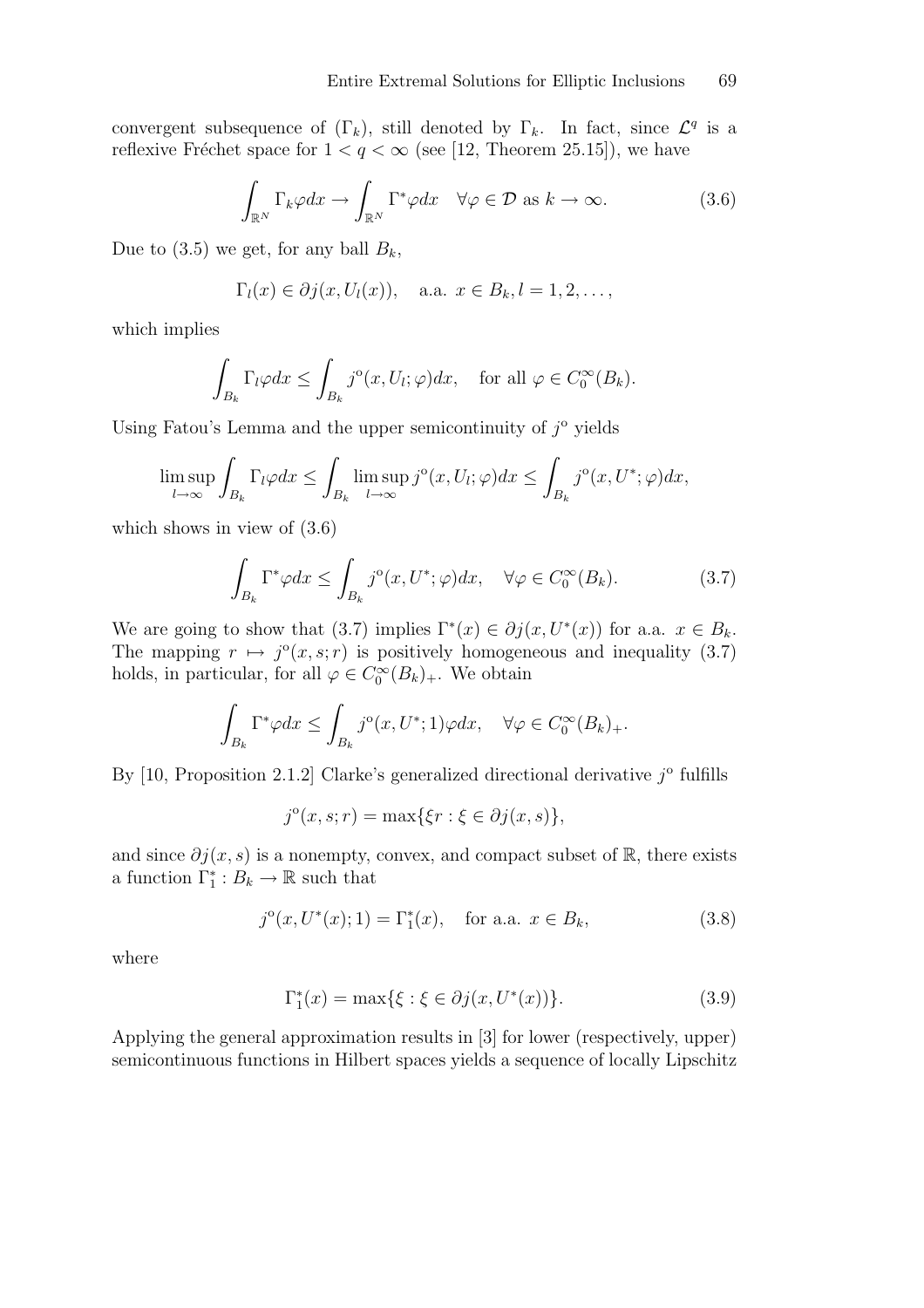convergent subsequence of $(\Gamma_k)$, still denoted by $\Gamma_k$. In fact, since $\mathcal{L}^q$ is a reflexive Fréchet space for $1 < q < \infty$ (see [12, Theorem 25.15]), we have

$$\int_{\mathbb{R}^N} \Gamma_k \varphi dx \to \int_{\mathbb{R}^N} \Gamma^* \varphi dx \quad \forall \varphi \in \mathcal{D} \text{ as } k \to \infty. \tag{3.6}$$

Due to (3.5) we get, for any ball $B_k$,

$$\Gamma_l(x) \in \partial j(x, U_l(x)), \quad \text{a.a. } x \in B_k, l = 1, 2, \ldots,$$

which implies

$$\int_{B_k} \Gamma_l \varphi dx \le \int_{B_k} j^{\mathrm{o}}(x, U_l; \varphi) dx, \quad \text{for all } \varphi \in C_0^\infty(B_k).$$

Using Fatou's Lemma and the upper semicontinuity of $j^{\mathrm{o}}$ yields

$$\limsup_{l \to \infty} \int_{B_k} \Gamma_l \varphi dx \le \int_{B_k} \limsup_{l \to \infty} j^{\mathrm{o}}(x, U_l; \varphi) dx \le \int_{B_k} j^{\mathrm{o}}(x, U^*; \varphi) dx,$$

which shows in view of (3.6)

$$\int_{B_k} \Gamma^* \varphi dx \le \int_{B_k} j^{\mathrm{o}}(x, U^*; \varphi) dx, \quad \forall \varphi \in C_0^\infty(B_k). \tag{3.7}$$

We are going to show that (3.7) implies $\Gamma^*(x) \in \partial j(x, U^*(x))$ for a.a. $x \in B_k$. The mapping $r \mapsto j^{\mathrm{o}}(x, s; r)$ is positively homogeneous and inequality (3.7) holds, in particular, for all $\varphi \in C_0^\infty(B_k)_+$. We obtain

$$\int_{B_k} \Gamma^* \varphi dx \le \int_{B_k} j^{\mathrm{o}}(x, U^*; 1) \varphi dx, \quad \forall \varphi \in C_0^\infty(B_k)_+.$$

By [10, Proposition 2.1.2] Clarke's generalized directional derivative $j^{\mathrm{o}}$ fulfills

$$j^{\mathrm{o}}(x, s; r) = \max\{\xi r : \xi \in \partial j(x, s)\},$$

and since $\partial j(x, s)$ is a nonempty, convex, and compact subset of $\mathbb{R}$, there exists a function $\Gamma_1^* : B_k \to \mathbb{R}$ such that

$$j^{\mathrm{o}}(x, U^*(x); 1) = \Gamma_1^*(x), \quad \text{for a.a. } x \in B_k, \tag{3.8}$$

where

$$\Gamma_1^*(x) = \max\{\xi : \xi \in \partial j(x, U^*(x))\}. \tag{3.9}$$

Applying the general approximation results in [3] for lower (respectively, upper) semicontinuous functions in Hilbert spaces yields a sequence of locally Lipschitz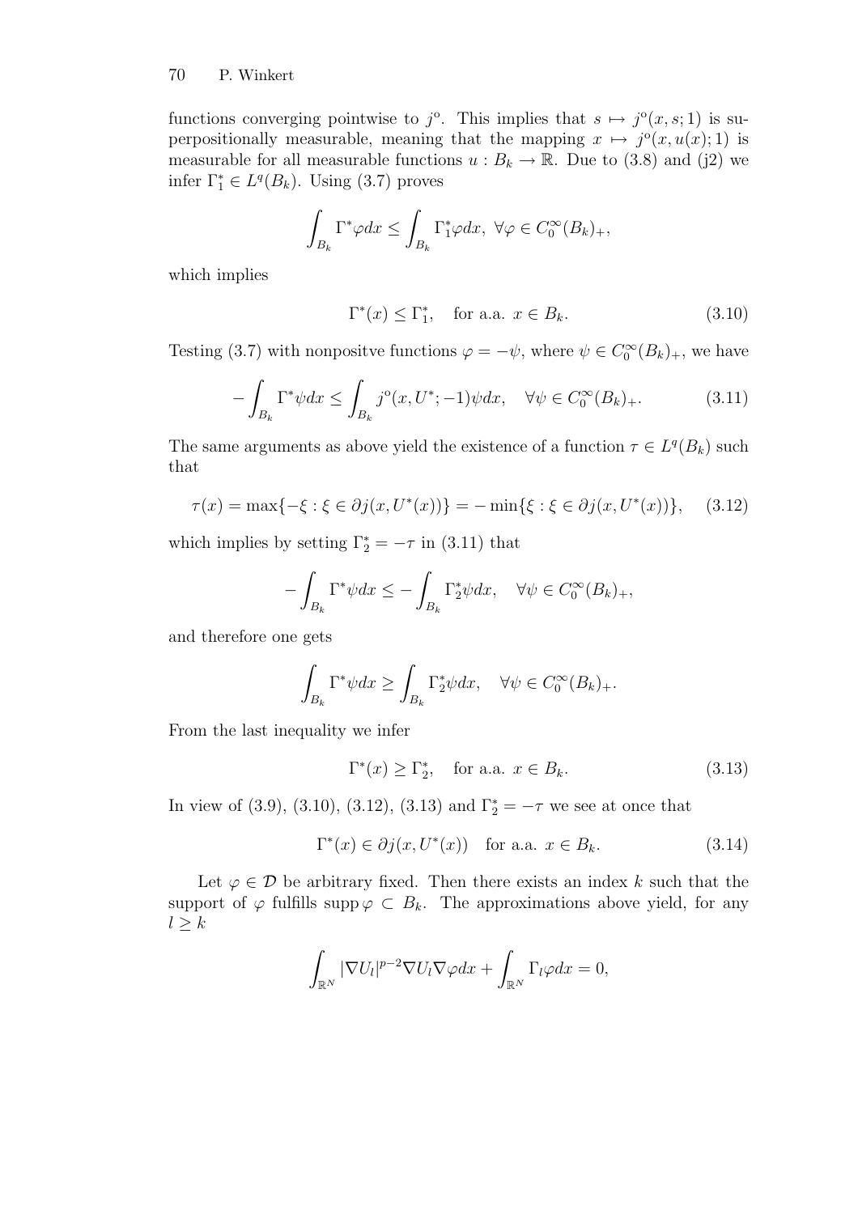functions converging pointwise to $j^o$. This implies that $s \mapsto j^o(x, s; 1)$ is superpositionally measurable, meaning that the mapping $x \mapsto j^o(x, u(x); 1)$ is measurable for all measurable functions $u : B_k \to \mathbb{R}$. Due to (3.8) and (j2) we infer $\Gamma_1^* \in L^q(B_k)$. Using (3.7) proves

$$\int_{B_k} \Gamma^* \varphi dx \leq \int_{B_k} \Gamma_1^* \varphi dx, \ \forall \varphi \in C_0^\infty(B_k)_+,$$

which implies

$$\Gamma^*(x) \leq \Gamma_1^*, \quad \text{for a.a. } x \in B_k. \tag{3.10}$$

Testing (3.7) with nonpositve functions $\varphi = -\psi$, where $\psi \in C_0^\infty(B_k)_+$, we have

$$-\int_{B_k} \Gamma^* \psi dx \leq \int_{B_k} j^o(x, U^*; -1)\psi dx, \quad \forall \psi \in C_0^\infty(B_k)_+. \tag{3.11}$$

The same arguments as above yield the existence of a function $\tau \in L^q(B_k)$ such that

$$\tau(x) = \max\{-\xi : \xi \in \partial j(x, U^*(x))\} = -\min\{\xi : \xi \in \partial j(x, U^*(x))\}, \tag{3.12}$$

which implies by setting $\Gamma_2^* = -\tau$ in (3.11) that

$$-\int_{B_k} \Gamma^* \psi dx \leq -\int_{B_k} \Gamma_2^* \psi dx, \quad \forall \psi \in C_0^\infty(B_k)_+,$$

and therefore one gets

$$\int_{B_k} \Gamma^* \psi dx \geq \int_{B_k} \Gamma_2^* \psi dx, \quad \forall \psi \in C_0^\infty(B_k)_+.$$

From the last inequality we infer

$$\Gamma^*(x) \geq \Gamma_2^*, \quad \text{for a.a. } x \in B_k. \tag{3.13}$$

In view of (3.9), (3.10), (3.12), (3.13) and $\Gamma_2^* = -\tau$ we see at once that

$$\Gamma^*(x) \in \partial j(x, U^*(x)) \quad \text{for a.a. } x \in B_k. \tag{3.14}$$

Let $\varphi \in \mathcal{D}$ be arbitrary fixed. Then there exists an index $k$ such that the support of $\varphi$ fulfills $\operatorname{supp} \varphi \subset B_k$. The approximations above yield, for any $l \geq k$

$$\int_{\mathbb{R}^N} |\nabla U_l|^{p-2} \nabla U_l \nabla \varphi dx + \int_{\mathbb{R}^N} \Gamma_l \varphi dx = 0,$$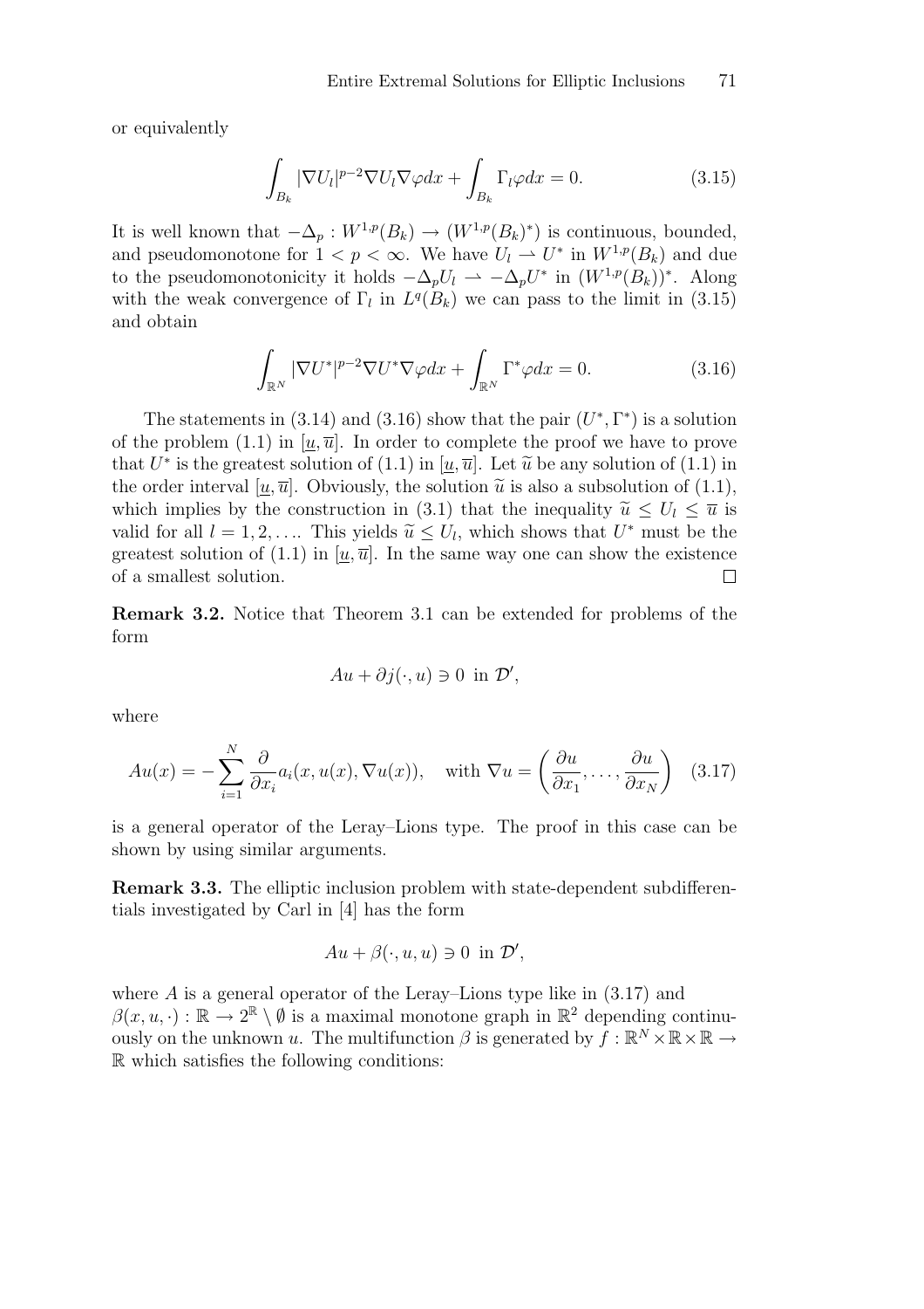or equivalently

$$\int_{B_k} |\nabla U_l|^{p-2}\nabla U_l \nabla\varphi dx + \int_{B_k} \Gamma_l \varphi dx = 0. \tag{3.15}$$

It is well known that $-\Delta_p : W^{1,p}(B_k) \to (W^{1,p}(B_k)^*)$ is continuous, bounded, and pseudomonotone for $1 < p < \infty$. We have $U_l \rightharpoonup U^*$ in $W^{1,p}(B_k)$ and due to the pseudomonotonicity it holds $-\Delta_p U_l \rightharpoonup -\Delta_p U^*$ in $(W^{1,p}(B_k))^*$. Along with the weak convergence of $\Gamma_l$ in $L^q(B_k)$ we can pass to the limit in (3.15) and obtain

$$\int_{\mathbb{R}^N} |\nabla U^*|^{p-2}\nabla U^* \nabla\varphi dx + \int_{\mathbb{R}^N} \Gamma^* \varphi dx = 0. \tag{3.16}$$

The statements in (3.14) and (3.16) show that the pair $(U^*, \Gamma^*)$ is a solution of the problem (1.1) in $[\underline{u}, \overline{u}]$. In order to complete the proof we have to prove that $U^*$ is the greatest solution of (1.1) in $[\underline{u}, \overline{u}]$. Let $\widetilde{u}$ be any solution of (1.1) in the order interval $[\underline{u}, \overline{u}]$. Obviously, the solution $\widetilde{u}$ is also a subsolution of (1.1), which implies by the construction in (3.1) that the inequality $\widetilde{u} \le U_l \le \overline{u}$ is valid for all $l = 1, 2, \ldots$. This yields $\widetilde{u} \le U_l$, which shows that $U^*$ must be the greatest solution of (1.1) in $[\underline{u}, \overline{u}]$. In the same way one can show the existence of a smallest solution. $\square$

**Remark 3.2.** Notice that Theorem 3.1 can be extended for problems of the form

$$Au + \partial j(\cdot, u) \ni 0 \text{ in } \mathcal{D}',$$

where

$$Au(x) = -\sum_{i=1}^{N} \frac{\partial}{\partial x_i} a_i(x, u(x), \nabla u(x)), \quad \text{with } \nabla u = \left(\frac{\partial u}{\partial x_1}, \ldots, \frac{\partial u}{\partial x_N}\right) \tag{3.17}$$

is a general operator of the Leray–Lions type. The proof in this case can be shown by using similar arguments.

**Remark 3.3.** The elliptic inclusion problem with state-dependent subdifferentials investigated by Carl in [4] has the form

$$Au + \beta(\cdot, u, u) \ni 0 \text{ in } \mathcal{D}',$$

where $A$ is a general operator of the Leray–Lions type like in (3.17) and $\beta(x, u, \cdot) : \mathbb{R} \to 2^{\mathbb{R}} \setminus \emptyset$ is a maximal monotone graph in $\mathbb{R}^2$ depending continuously on the unknown $u$. The multifunction $\beta$ is generated by $f : \mathbb{R}^N \times \mathbb{R} \times \mathbb{R} \to \mathbb{R}$ which satisfies the following conditions: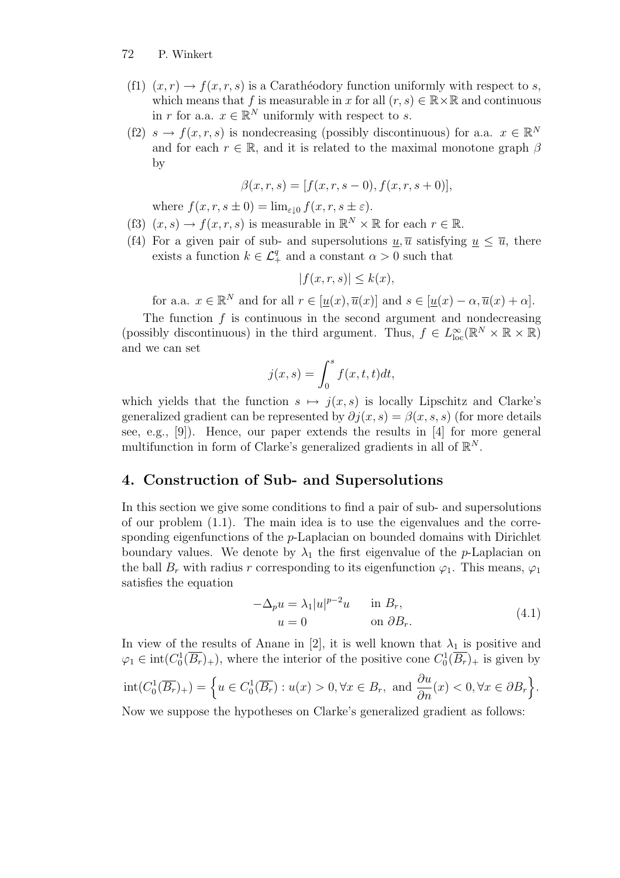(f1) $(x, r) \to f(x, r, s)$ is a Carathéodory function uniformly with respect to $s$, which means that $f$ is measurable in $x$ for all $(r, s) \in \mathbb{R} \times \mathbb{R}$ and continuous in $r$ for a.a. $x \in \mathbb{R}^N$ uniformly with respect to $s$.

(f2) $s \to f(x, r, s)$ is nondecreasing (possibly discontinuous) for a.a. $x \in \mathbb{R}^N$ and for each $r \in \mathbb{R}$, and it is related to the maximal monotone graph $\beta$ by

$$\beta(x, r, s) = [f(x, r, s - 0), f(x, r, s + 0)],$$

where $f(x, r, s \pm 0) = \lim_{\varepsilon \downarrow 0} f(x, r, s \pm \varepsilon)$.

(f3) $(x, s) \to f(x, r, s)$ is measurable in $\mathbb{R}^N \times \mathbb{R}$ for each $r \in \mathbb{R}$.

(f4) For a given pair of sub- and supersolutions $\underline{u}, \overline{u}$ satisfying $\underline{u} \leq \overline{u}$, there exists a function $k \in \mathcal{L}^q_+$ and a constant $\alpha > 0$ such that

$$|f(x, r, s)| \leq k(x),$$

for a.a. $x \in \mathbb{R}^N$ and for all $r \in [\underline{u}(x), \overline{u}(x)]$ and $s \in [\underline{u}(x) - \alpha, \overline{u}(x) + \alpha]$.

The function $f$ is continuous in the second argument and nondecreasing (possibly discontinuous) in the third argument. Thus, $f \in L^\infty_{\text{loc}}(\mathbb{R}^N \times \mathbb{R} \times \mathbb{R})$ and we can set

$$j(x, s) = \int_0^s f(x, t, t) dt,$$

which yields that the function $s \mapsto j(x, s)$ is locally Lipschitz and Clarke's generalized gradient can be represented by $\partial j(x, s) = \beta(x, s, s)$ (for more details see, e.g., [9]). Hence, our paper extends the results in [4] for more general multifunction in form of Clarke's generalized gradients in all of $\mathbb{R}^N$.

## 4. Construction of Sub- and Supersolutions

In this section we give some conditions to find a pair of sub- and supersolutions of our problem (1.1). The main idea is to use the eigenvalues and the corresponding eigenfunctions of the $p$-Laplacian on bounded domains with Dirichlet boundary values. We denote by $\lambda_1$ the first eigenvalue of the $p$-Laplacian on the ball $B_r$ with radius $r$ corresponding to its eigenfunction $\varphi_1$. This means, $\varphi_1$ satisfies the equation

$$\begin{aligned} -\Delta_p u &= \lambda_1 |u|^{p-2} u \qquad \text{in } B_r, \\ u &= 0 \qquad \text{on } \partial B_r. \end{aligned} \tag{4.1}$$

In view of the results of Anane in [2], it is well known that $\lambda_1$ is positive and $\varphi_1 \in \text{int}(C^1_0(\overline{B_r})_+)$, where the interior of the positive cone $C^1_0(\overline{B_r})_+$ is given by

$$\text{int}(C^1_0(\overline{B_r})_+) = \Big\{ u \in C^1_0(\overline{B_r}) : u(x) > 0, \forall x \in B_r, \text{ and } \frac{\partial u}{\partial n}(x) < 0, \forall x \in \partial B_r \Big\}.$$

Now we suppose the hypotheses on Clarke's generalized gradient as follows: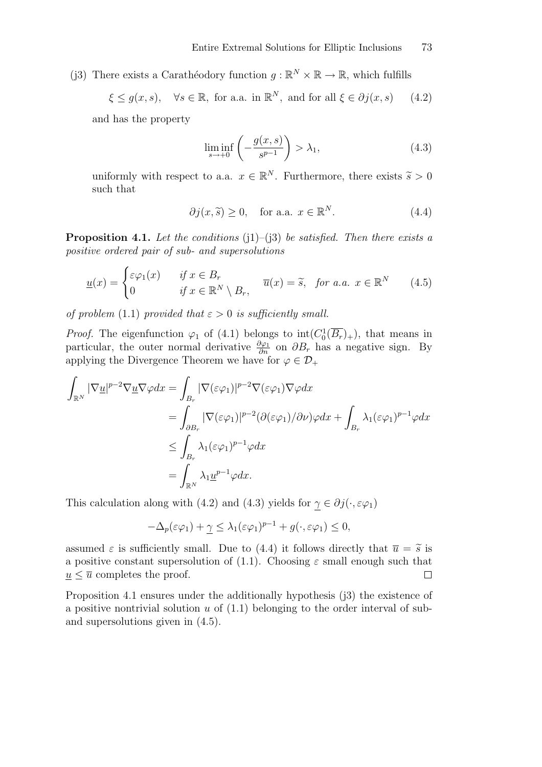(j3) There exists a Carathéodory function $g : \mathbb{R}^N \times \mathbb{R} \to \mathbb{R}$, which fulfills

$$\xi \le g(x,s), \quad \forall s \in \mathbb{R}, \text{ for a.a. in } \mathbb{R}^N, \text{ and for all } \xi \in \partial j(x,s) \qquad (4.2)$$

and has the property

$$\liminf_{s \to +0} \left( -\frac{g(x,s)}{s^{p-1}} \right) > \lambda_1, \qquad (4.3)$$

uniformly with respect to a.a. $x \in \mathbb{R}^N$. Furthermore, there exists $\widetilde{s} > 0$ such that

$$\partial j(x, \widetilde{s}) \ge 0, \quad \text{for a.a. } x \in \mathbb{R}^N. \qquad (4.4)$$

**Proposition 4.1.** *Let the conditions* (j1)–(j3) *be satisfied. Then there exists a positive ordered pair of sub- and supersolutions*

$$\underline{u}(x) = \begin{cases} \varepsilon\varphi_1(x) & \text{if } x \in B_r \\ 0 & \text{if } x \in \mathbb{R}^N \setminus B_r, \end{cases} \quad \overline{u}(x) = \widetilde{s}, \quad \text{for a.a. } x \in \mathbb{R}^N \qquad (4.5)$$

*of problem* (1.1) *provided that $\varepsilon > 0$ is sufficiently small.*

*Proof.* The eigenfunction $\varphi_1$ of (4.1) belongs to $\operatorname{int}(C_0^1(\overline{B_r})_+)$, that means in particular, the outer normal derivative $\frac{\partial \varphi_1}{\partial n}$ on $\partial B_r$ has a negative sign. By applying the Divergence Theorem we have for $\varphi \in \mathcal{D}_+$

$$\begin{aligned}
\int_{\mathbb{R}^N} |\nabla \underline{u}|^{p-2} \nabla \underline{u} \nabla \varphi dx &= \int_{B_r} |\nabla(\varepsilon\varphi_1)|^{p-2} \nabla(\varepsilon\varphi_1) \nabla\varphi dx \\
&= \int_{\partial B_r} |\nabla(\varepsilon\varphi_1)|^{p-2} (\partial(\varepsilon\varphi_1)/\partial\nu) \varphi dx + \int_{B_r} \lambda_1 (\varepsilon\varphi_1)^{p-1} \varphi dx \\
&\le \int_{B_r} \lambda_1 (\varepsilon\varphi_1)^{p-1} \varphi dx \\
&= \int_{\mathbb{R}^N} \lambda_1 \underline{u}^{p-1} \varphi dx.
\end{aligned}$$

This calculation along with (4.2) and (4.3) yields for $\underline{\gamma} \in \partial j(\cdot, \varepsilon\varphi_1)$

$$-\Delta_p(\varepsilon\varphi_1) + \underline{\gamma} \le \lambda_1 (\varepsilon\varphi_1)^{p-1} + g(\cdot, \varepsilon\varphi_1) \le 0,$$

assumed $\varepsilon$ is sufficiently small. Due to (4.4) it follows directly that $\overline{u} = \widetilde{s}$ is a positive constant supersolution of (1.1). Choosing $\varepsilon$ small enough such that $\underline{u} \le \overline{u}$ completes the proof. $\square$

Proposition 4.1 ensures under the additionally hypothesis (j3) the existence of a positive nontrivial solution $u$ of (1.1) belonging to the order interval of sub- and supersolutions given in (4.5).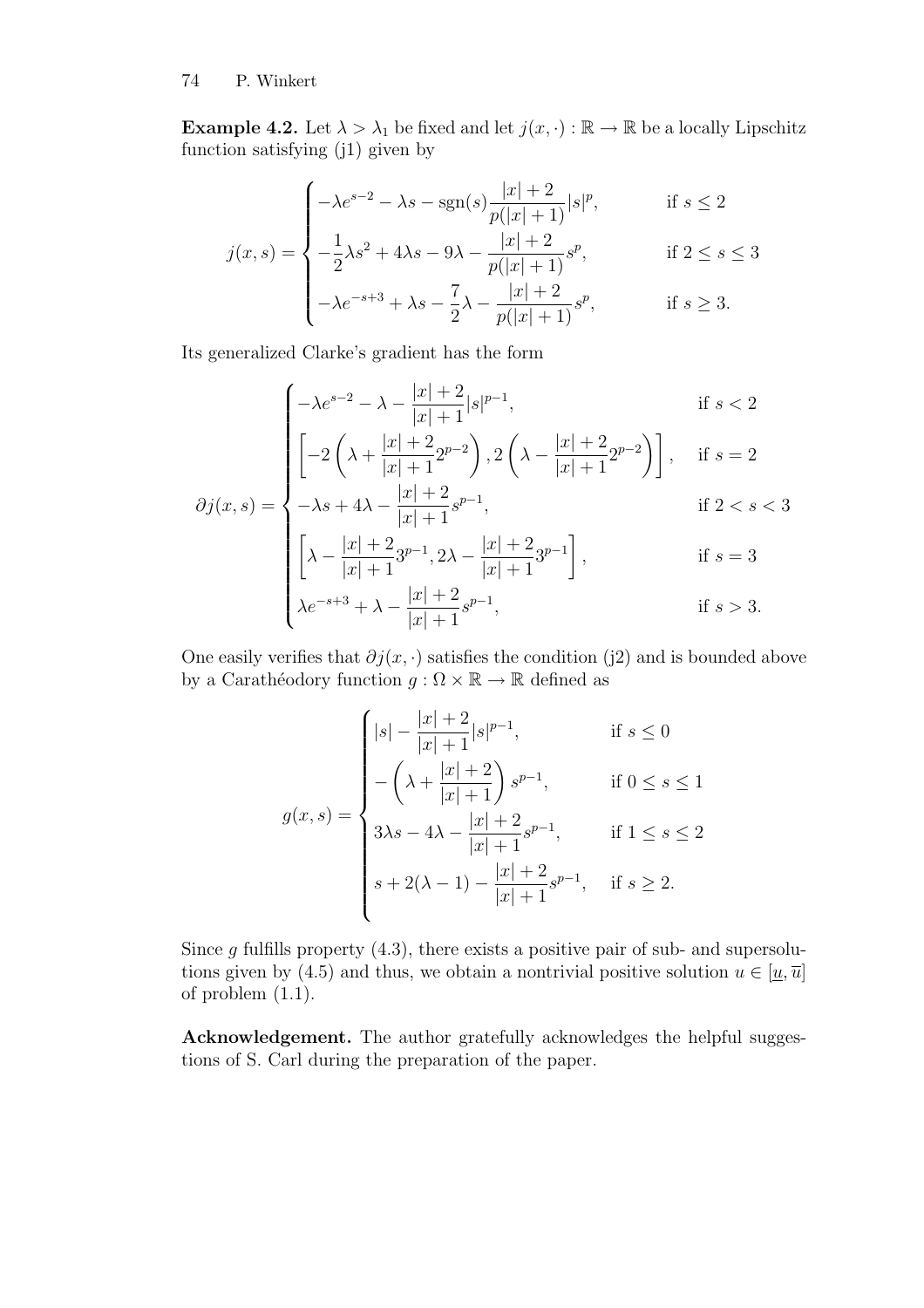**Example 4.2.** Let $\lambda > \lambda_1$ be fixed and let $j(x, \cdot) : \mathbb{R} \to \mathbb{R}$ be a locally Lipschitz function satisfying (j1) given by

$$
j(x,s) = \begin{cases} -\lambda e^{s-2} - \lambda s - \operatorname{sgn}(s)\dfrac{|x|+2}{p(|x|+1)}|s|^p, & \text{if } s \leq 2 \\ -\dfrac{1}{2}\lambda s^2 + 4\lambda s - 9\lambda - \dfrac{|x|+2}{p(|x|+1)}s^p, & \text{if } 2 \leq s \leq 3 \\ -\lambda e^{-s+3} + \lambda s - \dfrac{7}{2}\lambda - \dfrac{|x|+2}{p(|x|+1)}s^p, & \text{if } s \geq 3. \end{cases}
$$

Its generalized Clarke's gradient has the form

$$
\partial j(x,s) = \begin{cases} -\lambda e^{s-2} - \lambda - \dfrac{|x|+2}{|x|+1}|s|^{p-1}, & \text{if } s < 2 \\ \left[-2\left(\lambda + \dfrac{|x|+2}{|x|+1}2^{p-2}\right), 2\left(\lambda - \dfrac{|x|+2}{|x|+1}2^{p-2}\right)\right], & \text{if } s = 2 \\ -\lambda s + 4\lambda - \dfrac{|x|+2}{|x|+1}s^{p-1}, & \text{if } 2 < s < 3 \\ \left[\lambda - \dfrac{|x|+2}{|x|+1}3^{p-1}, 2\lambda - \dfrac{|x|+2}{|x|+1}3^{p-1}\right], & \text{if } s = 3 \\ \lambda e^{-s+3} + \lambda - \dfrac{|x|+2}{|x|+1}s^{p-1}, & \text{if } s > 3. \end{cases}
$$

One easily verifies that $\partial j(x, \cdot)$ satisfies the condition (j2) and is bounded above by a Carathéodory function $g : \Omega \times \mathbb{R} \to \mathbb{R}$ defined as

$$
g(x,s) = \begin{cases} |s| - \dfrac{|x|+2}{|x|+1}|s|^{p-1}, & \text{if } s \leq 0 \\ -\left(\lambda + \dfrac{|x|+2}{|x|+1}\right)s^{p-1}, & \text{if } 0 \leq s \leq 1 \\ 3\lambda s - 4\lambda - \dfrac{|x|+2}{|x|+1}s^{p-1}, & \text{if } 1 \leq s \leq 2 \\ s + 2(\lambda - 1) - \dfrac{|x|+2}{|x|+1}s^{p-1}, & \text{if } s \geq 2. \end{cases}
$$

Since $g$ fulfills property (4.3), there exists a positive pair of sub- and supersolutions given by (4.5) and thus, we obtain a nontrivial positive solution $u \in [\underline{u}, \overline{u}]$ of problem (1.1).

**Acknowledgement.** The author gratefully acknowledges the helpful suggestions of S. Carl during the preparation of the paper.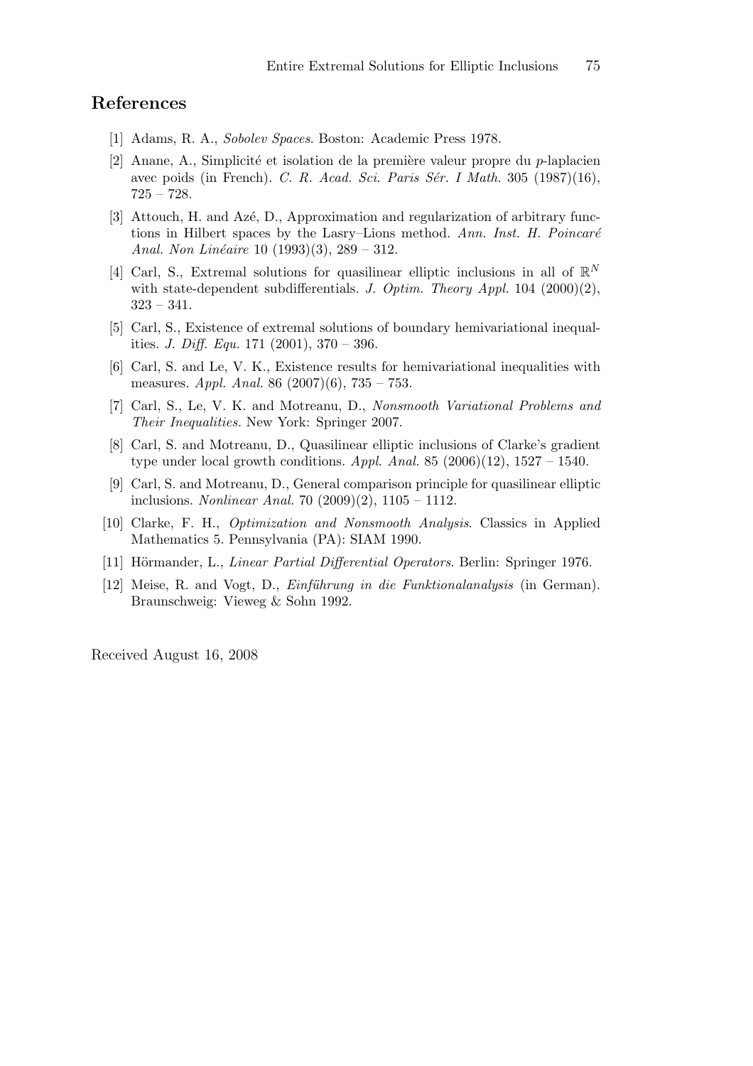## References

[1] Adams, R. A., *Sobolev Spaces*. Boston: Academic Press 1978.

[2] Anane, A., Simplicité et isolation de la première valeur propre du $p$-laplacien avec poids (in French). *C. R. Acad. Sci. Paris Sér. I Math.* 305 (1987)(16), 725 – 728.

[3] Attouch, H. and Azé, D., Approximation and regularization of arbitrary functions in Hilbert spaces by the Lasry–Lions method. *Ann. Inst. H. Poincaré Anal. Non Linéaire* 10 (1993)(3), 289 – 312.

[4] Carl, S., Extremal solutions for quasilinear elliptic inclusions in all of $\mathbb{R}^N$ with state-dependent subdifferentials. *J. Optim. Theory Appl.* 104 (2000)(2), 323 – 341.

[5] Carl, S., Existence of extremal solutions of boundary hemivariational inequalities. *J. Diff. Equ.* 171 (2001), 370 – 396.

[6] Carl, S. and Le, V. K., Existence results for hemivariational inequalities with measures. *Appl. Anal.* 86 (2007)(6), 735 – 753.

[7] Carl, S., Le, V. K. and Motreanu, D., *Nonsmooth Variational Problems and Their Inequalities.* New York: Springer 2007.

[8] Carl, S. and Motreanu, D., Quasilinear elliptic inclusions of Clarke's gradient type under local growth conditions. *Appl. Anal.* 85 (2006)(12), 1527 – 1540.

[9] Carl, S. and Motreanu, D., General comparison principle for quasilinear elliptic inclusions. *Nonlinear Anal.* 70 (2009)(2), 1105 – 1112.

[10] Clarke, F. H., *Optimization and Nonsmooth Analysis*. Classics in Applied Mathematics 5. Pennsylvania (PA): SIAM 1990.

[11] Hörmander, L., *Linear Partial Differential Operators*. Berlin: Springer 1976.

[12] Meise, R. and Vogt, D., *Einführung in die Funktionalanalysis* (in German). Braunschweig: Vieweg & Sohn 1992.

Received August 16, 2008